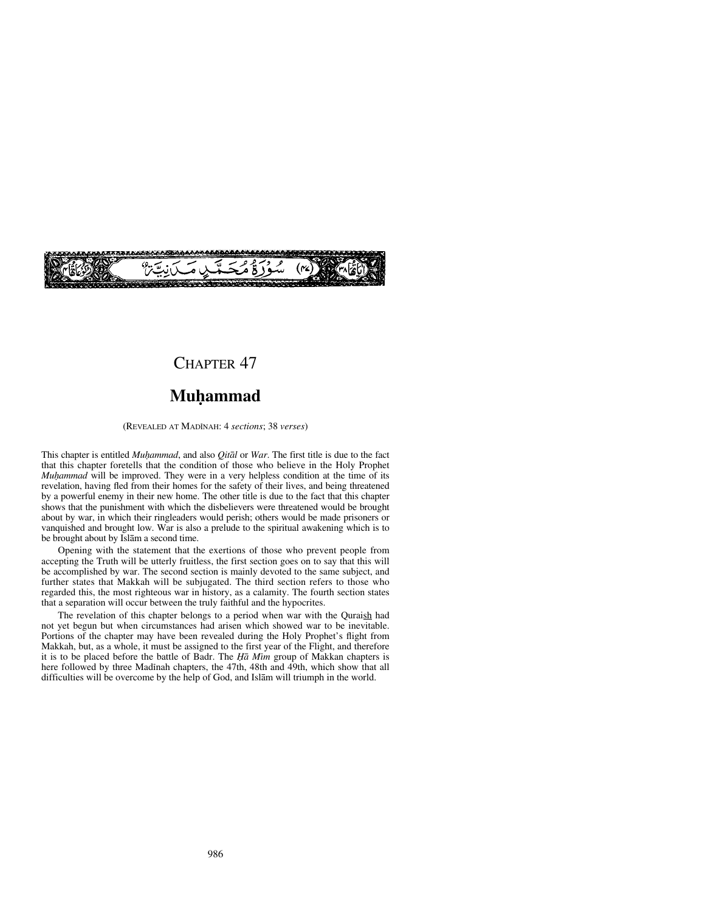سُورَةُ مُحَمَّدٍ مَدَنِيَّةٌ (٤٧)

# Chapter 47

## Muḥammad

(Revealed at Madīnah: 4 *sections*; 38 *verses*)

This chapter is entitled *Muḥammad*, and also *Qitāl* or *War*. The first title is due to the fact that this chapter foretells that the condition of those who believe in the Holy Prophet *Muḥammad* will be improved. They were in a very helpless condition at the time of its revelation, having fled from their homes for the safety of their lives, and being threatened by a powerful enemy in their new home. The other title is due to the fact that this chapter shows that the punishment with which the disbelievers were threatened would be brought about by war, in which their ringleaders would perish; others would be made prisoners or vanquished and brought low. War is also a prelude to the spiritual awakening which is to be brought about by Islām a second time.

Opening with the statement that the exertions of those who prevent people from accepting the Truth will be utterly fruitless, the first section goes on to say that this will be accomplished by war. The second section is mainly devoted to the same subject, and further states that Makkah will be subjugated. The third section refers to those who regarded this, the most righteous war in history, as a calamity. The fourth section states that a separation will occur between the truly faithful and the hypocrites.

The revelation of this chapter belongs to a period when war with the Quraish had not yet begun but when circumstances had arisen which showed war to be inevitable. Portions of the chapter may have been revealed during the Holy Prophet's flight from Makkah, but, as a whole, it must be assigned to the first year of the Flight, and therefore it is to be placed before the battle of Badr. The *Ḥā Mīm* group of Makkan chapters is here followed by three Madīnah chapters, the 47th, 48th and 49th, which show that all difficulties will be overcome by the help of God, and Islām will triumph in the world.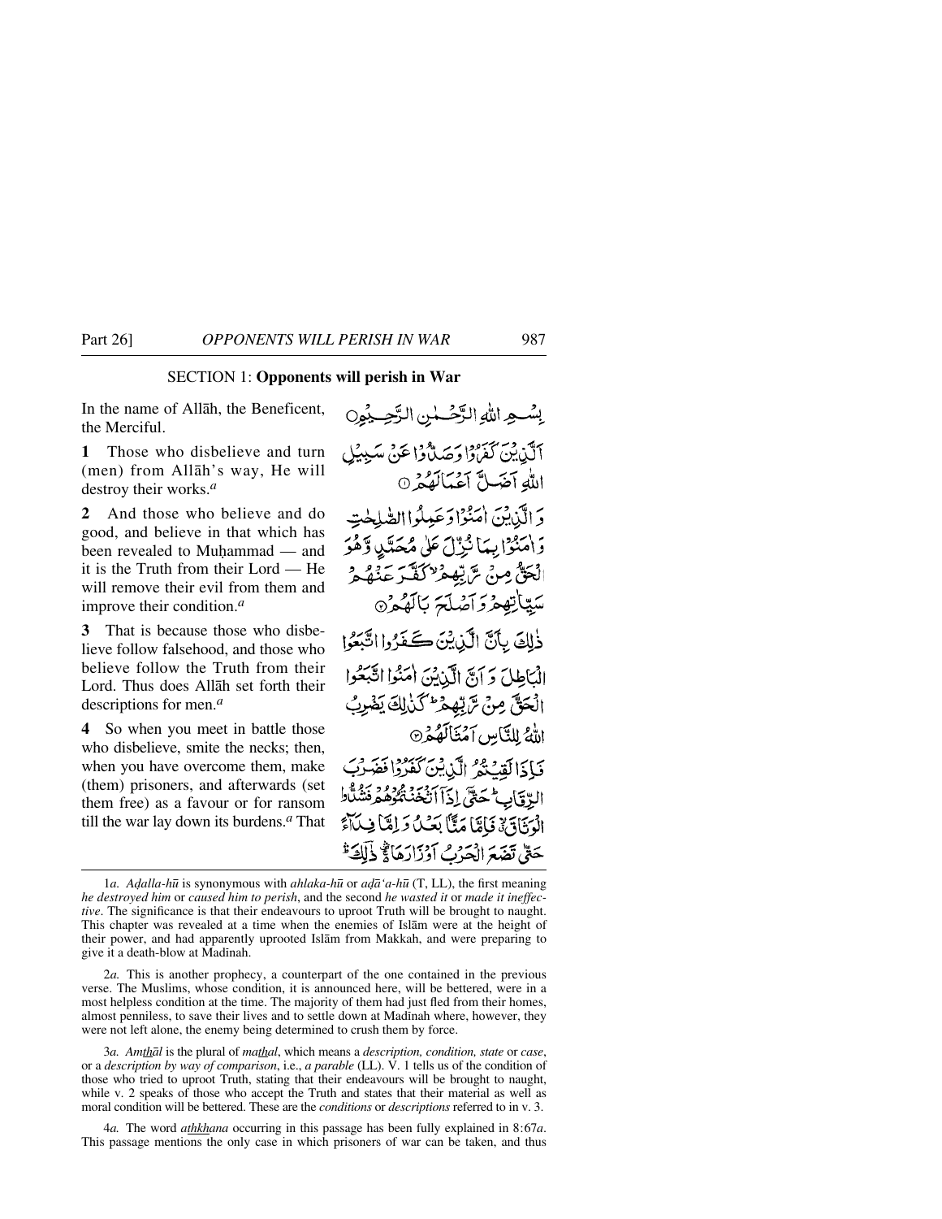## SECTION 1: **Opponents will perish in War**

In the name of Allāh, the Beneficent, the Merciful.

بِسْمِ اللّٰهِ الرَّحْمٰنِ الرَّحِيْمِ

**1** Those who disbelieve and turn (men) from Allāh's way, He will destroy their works.[a]

اَلَّذِيْنَ كَفَرُوْا وَصَدُّوْا عَنْ سَبِيْلِ اللّٰهِ اَضَلَّ اَعْمَالَهُمْ ۝۱

**2** And those who believe and do good, and believe in that which has been revealed to Muḥammad — and it is the Truth from their Lord — He will remove their evil from them and improve their condition.[a]

وَالَّذِيْنَ اٰمَنُوْا وَعَمِلُوا الصّٰلِحٰتِ وَاٰمَنُوْا بِمَا نُزِّلَ عَلٰى مُحَمَّدٍ وَّهُوَ الْحَقُّ مِنْ رَّبِّهِمْ ۙ كَفَّرَ عَنْهُمْ سَيِّاٰتِهِمْ وَاَصْلَحَ بَالَهُمْ ۝۲

**3** That is because those who disbelieve follow falsehood, and those who believe follow the Truth from their Lord. Thus does Allāh set forth their descriptions for men.[a]

ذٰلِكَ بِاَنَّ الَّذِيْنَ كَفَرُوا اتَّبَعُوا الْبَاطِلَ وَاَنَّ الَّذِيْنَ اٰمَنُوا اتَّبَعُوا الْحَقَّ مِنْ رَّبِّهِمْ ۭ كَذٰلِكَ يَضْرِبُ اللّٰهُ لِلنَّاسِ اَمْثَالَهُمْ ۝۳

**4** So when you meet in battle those who disbelieve, smite the necks; then, when you have overcome them, make (them) prisoners, and afterwards (set them free) as a favour or for ransom till the war lay down its burdens.[a] That

فَاِذَا لَقِيْتُمُ الَّذِيْنَ كَفَرُوْا فَضَرْبَ الرِّقَابِ ۭ حَتّٰٓى اِذَآ اَثْخَنْتُمُوْهُمْ فَشُدُّوا الْوَثَاقَ ڎ فَاِمَّا مَنًّۢا بَعْدُ وَاِمَّا فِدَاۗءً حَتّٰى تَضَعَ الْحَرْبُ اَوْزَارَهَا ڕ ذٰلِكَ ڒ

---

1*a.* *Aḍalla-hū* is synonymous with *ahlaka-hū* or *aḍāʻa-hū* (T, LL), the first meaning *he destroyed him* or *caused him to perish*, and the second *he wasted it* or *made it ineffective*. The significance is that their endeavours to uproot Truth will be brought to naught. This chapter was revealed at a time when the enemies of Islām were at the height of their power, and had apparently uprooted Islām from Makkah, and were preparing to give it a death-blow at Madīnah.

2*a.* This is another prophecy, a counterpart of the one contained in the previous verse. The Muslims, whose condition, it is announced here, will be bettered, were in a most helpless condition at the time. The majority of them had just fled from their homes, almost penniless, to save their lives and to settle down at Madīnah where, however, they were not left alone, the enemy being determined to crush them by force.

3*a.* *Amthāl* is the plural of *mathal*, which means a *description, condition, state* or *case*, or a *description by way of comparison*, i.e., *a parable* (LL). V. 1 tells us of the condition of those who tried to uproot Truth, stating that their endeavours will be brought to naught, while v. 2 speaks of those who accept the Truth and states that their material as well as moral condition will be bettered. These are the *conditions* or *descriptions* referred to in v. 3.

4*a.* The word *athkhana* occurring in this passage has been fully explained in 8:67*a*. This passage mentions the only case in which prisoners of war can be taken, and thus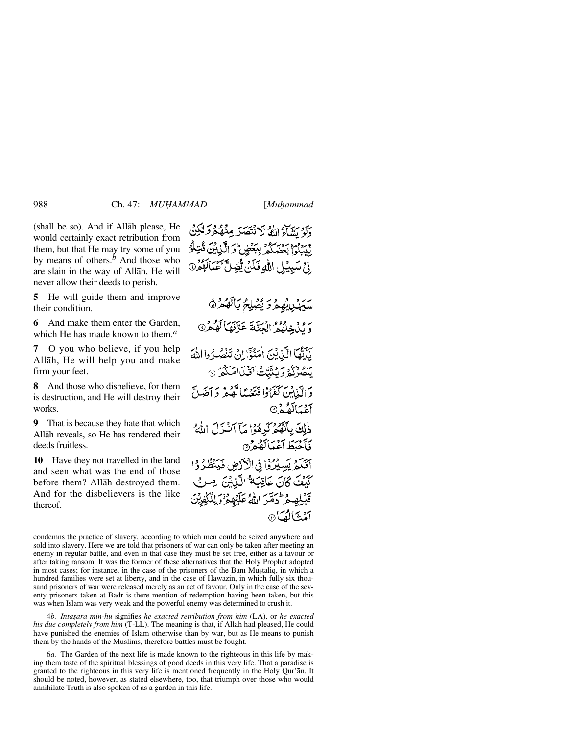(shall be so). And if Allāh please, He would certainly exact retribution from them, but that He may try some of you by means of others.[b] And those who are slain in the way of Allāh, He will never allow their deeds to perish.

وَلَوْ يَشَآءُ اللّٰهُ لَانْتَصَرَ مِنْهُمْ وَلٰكِنْ لِّيَبْلُوَا۟ بَعْضَكُمْ بِبَعْضٍ ۗ وَالَّذِيْنَ قُتِلُوْا فِيْ سَبِيْلِ اللّٰهِ فَلَنْ يُّضِلَّ اَعْمَالَهُمْ ﴿۴﴾

**5** He will guide them and improve their condition.

سَيَهْدِيْهِمْ وَيُصْلِحُ بَالَهُمْ ﴿۵﴾

**6** And make them enter the Garden, which He has made known to them.[a]

وَيُدْخِلُهُمُ الْجَنَّةَ عَرَّفَهَا لَهُمْ ﴿۶﴾

**7** O you who believe, if you help Allāh, He will help you and make firm your feet.

يٰۤاَيُّهَا الَّذِيْنَ اٰمَنُوْۤا اِنْ تَنْصُرُوا اللّٰهَ يَنْصُرْكُمْ وَيُثَبِّتْ اَقْدَامَكُمْ ﴿۷﴾

**8** And those who disbelieve, for them is destruction, and He will destroy their works.

وَالَّذِيْنَ كَفَرُوْا فَتَعْسًا لَّهُمْ وَاَضَلَّ اَعْمَالَهُمْ ﴿۸﴾

**9** That is because they hate that which Allāh reveals, so He has rendered their deeds fruitless.

ذٰلِكَ بِاَنَّهُمْ كَرِهُوْا مَاۤ اَنْزَلَ اللّٰهُ فَاَحْبَطَ اَعْمَالَهُمْ ﴿۹﴾

**10** Have they not travelled in the land and seen what was the end of those before them? Allāh destroyed them. And for the disbelievers is the like thereof.

اَفَلَمْ يَسِيْرُوْا فِي الْاَرْضِ فَيَنْظُرُوْا كَيْفَ كَانَ عَاقِبَةُ الَّذِيْنَ مِنْ قَبْلِهِمْ ۗ دَمَّرَ اللّٰهُ عَلَيْهِمْ ۫ وَلِلْكٰفِرِيْنَ اَمْثَالُهَا ﴿۱۰﴾

---

condemns the practice of slavery, according to which men could be seized anywhere and sold into slavery. Here we are told that prisoners of war can only be taken after meeting an enemy in regular battle, and even in that case they must be set free, either as a favour or after taking ransom. It was the former of these alternatives that the Holy Prophet adopted in most cases; for instance, in the case of the prisoners of the Banī Muṣṭaliq, in which a hundred families were set at liberty, and in the case of Hawāzin, in which fully six thousand prisoners of war were released merely as an act of favour. Only in the case of the seventy prisoners taken at Badr is there mention of redemption having been taken, but this was when Islām was very weak and the powerful enemy was determined to crush it.

4*b*. *Intaṣara min-hu* signifies *he exacted retribution from him* (LA), or *he exacted his due completely from him* (T-LL). The meaning is that, if Allāh had pleased, He could have punished the enemies of Islām otherwise than by war, but as He means to punish them by the hands of the Muslims, therefore battles must be fought.

6*a*. The Garden of the next life is made known to the righteous in this life by making them taste of the spiritual blessings of good deeds in this very life. That a paradise is granted to the righteous in this very life is mentioned frequently in the Holy Qur'ān. It should be noted, however, as stated elsewhere, too, that triumph over those who would annihilate Truth is also spoken of as a garden in this life.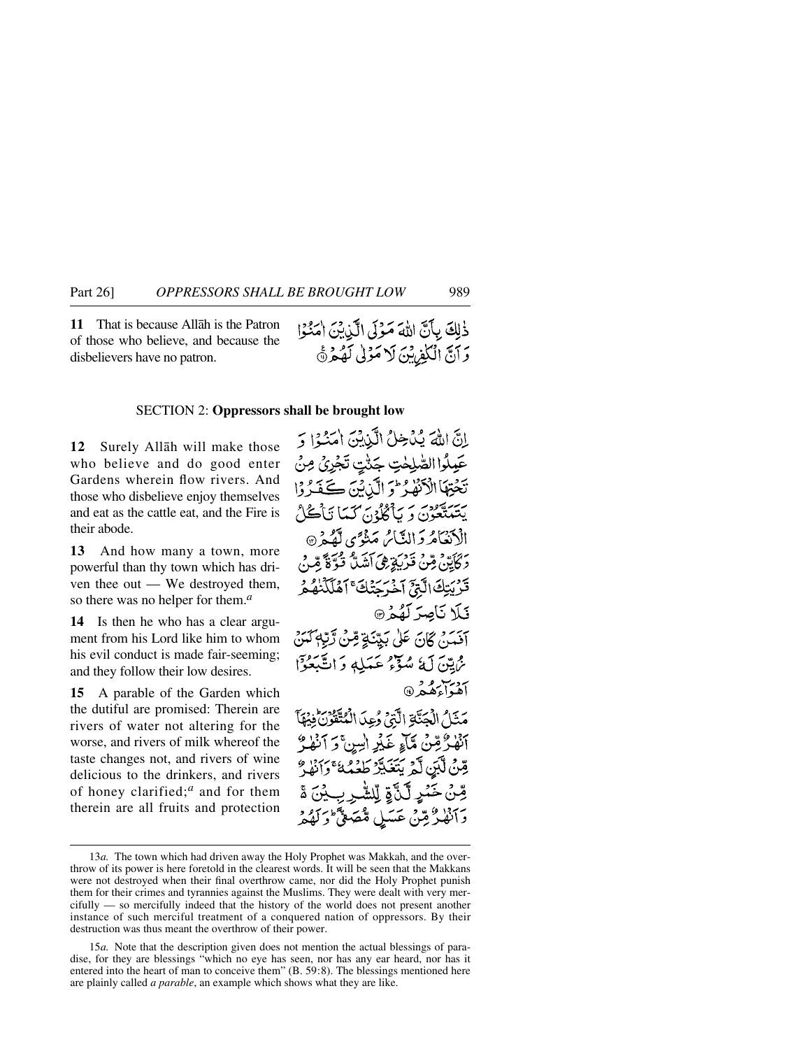**11** That is because Allāh is the Patron of those who believe, and because the disbelievers have no patron.

ذٰلِكَ بِاَنَّ اللّٰهَ مَوۡلَى الَّذِيۡنَ اٰمَنُوۡا وَاَنَّ الۡكٰفِرِيۡنَ لَا مَوۡلٰى لَهُمۡ ۝

SECTION 2: **Oppressors shall be brought low**

**12** Surely Allāh will make those who believe and do good enter Gardens wherein flow rivers. And those who disbelieve enjoy themselves and eat as the cattle eat, and the Fire is their abode.

اِنَّ اللّٰهَ يُدۡخِلُ الَّذِيۡنَ اٰمَنُوۡا وَعَمِلُوا الصّٰلِحٰتِ جَنّٰتٍ تَجۡرِىۡ مِنۡ تَحۡتِهَا الۡاَنۡهٰرُ ‌ؕ وَالَّذِيۡنَ كَفَرُوۡا يَتَمَتَّعُوۡنَ وَيَاۡكُلُوۡنَ كَمَا تَاۡكُلُ الۡاَنۡعَامُ وَالنَّارُ مَثۡوًى لَّهُمۡ ۝

**13** And how many a town, more powerful than thy town which has driven thee out — We destroyed them, so there was no helper for them.[a]

وَكَاَيِّنۡ مِّنۡ قَرۡيَةٍ هِىَ اَشَدُّ قُوَّةً مِّنۡ قَرۡيَتِكَ الَّتِىۡۤ اَخۡرَجَتۡكَ‌ ۚ اَهۡلَكۡنٰهُمۡ فَلَا نَاصِرَ لَهُمۡ ۝

**14** Is then he who has a clear argument from his Lord like him to whom his evil conduct is made fair-seeming; and they follow their low desires.

اَفَمَنۡ كَانَ عَلٰى بَيِّنَةٍ مِّنۡ رَّبِّهٖ كَمَنۡ زُيِّنَ لَهٗ سُوۡۤءُ عَمَلِهٖ وَاتَّبَعُوۡۤا اَهۡوَآءَهُمۡ ۝

**15** A parable of the Garden which the dutiful are promised: Therein are rivers of water not altering for the worse, and rivers of milk whereof the taste changes not, and rivers of wine delicious to the drinkers, and rivers of honey clarified;[a] and for them therein are all fruits and protection

مَثَلُ الۡجَنَّةِ الَّتِىۡ وُعِدَ الۡمُتَّقُوۡنَ‌ؕ فِيۡهَاۤ اَنۡهٰرٌ مِّنۡ مَّآءٍ غَيۡرِ اٰسِنٍ‌ۚ وَاَنۡهٰرٌ مِّنۡ لَّبَنٍ لَّمۡ يَتَغَيَّرۡ طَعۡمُهٗ‌ ۚ وَاَنۡهٰرٌ مِّنۡ خَمۡرٍ لَّذَّةٍ لِّلشّٰرِبِيۡنَ ۚ وَاَنۡهٰرٌ مِّنۡ عَسَلٍ مُّصَفًّى‌ ؕ وَلَهُمۡ

---

13*a.* The town which had driven away the Holy Prophet was Makkah, and the overthrow of its power is here foretold in the clearest words. It will be seen that the Makkans were not destroyed when their final overthrow came, nor did the Holy Prophet punish them for their crimes and tyrannies against the Muslims. They were dealt with very mercifully — so mercifully indeed that the history of the world does not present another instance of such merciful treatment of a conquered nation of oppressors. By their destruction was thus meant the overthrow of their power.

15*a.* Note that the description given does not mention the actual blessings of paradise, for they are blessings "which no eye has seen, nor has any ear heard, nor has it entered into the heart of man to conceive them" (B. 59:8). The blessings mentioned here are plainly called *a parable*, an example which shows what they are like.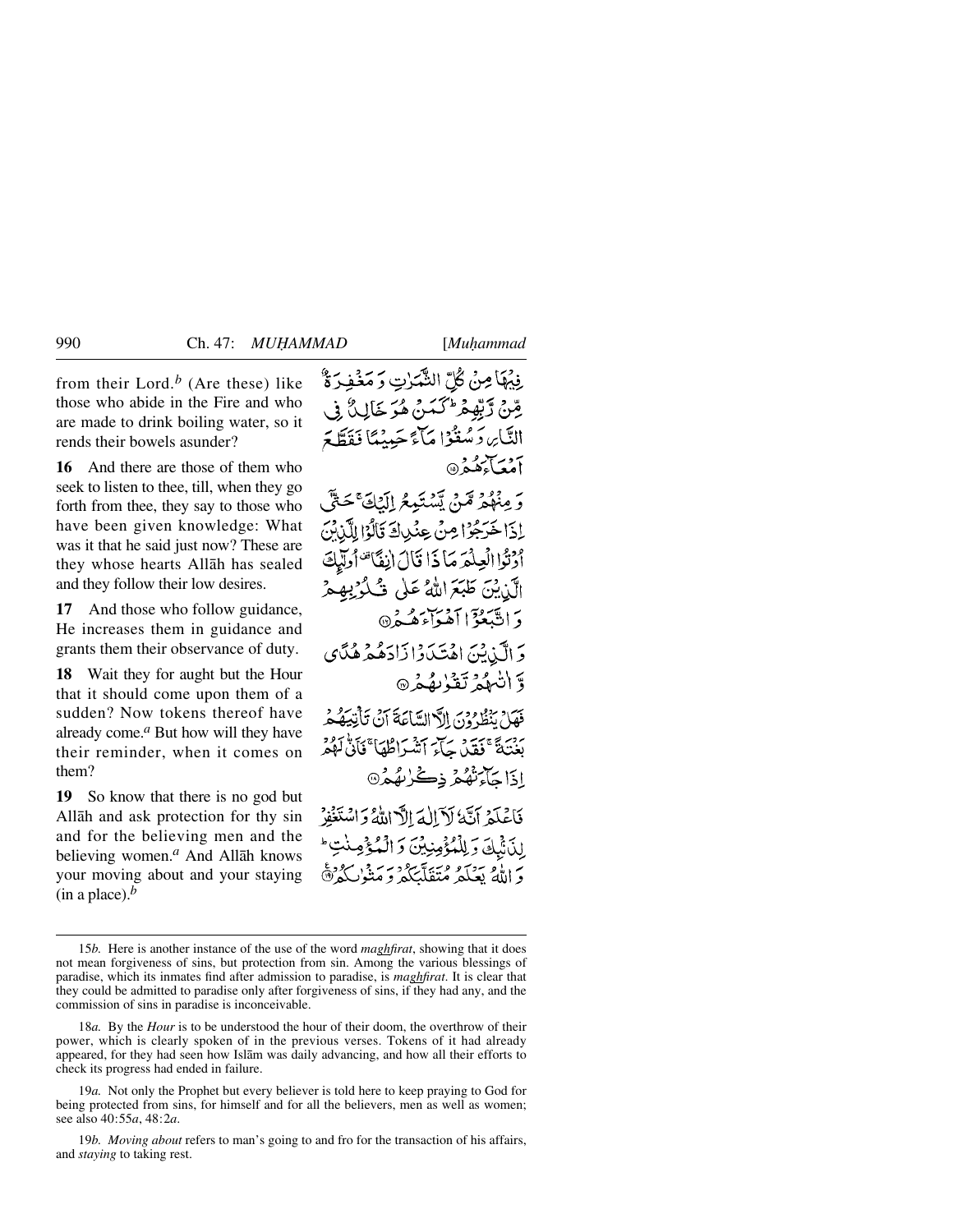from their Lord.[b] (Are these) like those who abide in the Fire and who are made to drink boiling water, so it rends their bowels asunder?

فِيْهَا مِنْ كُلِّ الثَّمَرٰتِ وَ مَغْفِرَةٌ مِّنْ رَّبِّهِمْ ؕ كَمَنْ هُوَ خَالِدٌ فِي النَّارِ وَ سُقُوْا مَآءً حَمِيْمًا فَقَطَّعَ اَمْعَآءَهُمْ ﴿۱۵﴾

**16** And there are those of them who seek to listen to thee, till, when they go forth from thee, they say to those who have been given knowledge: What was it that he said just now? These are they whose hearts Allāh has sealed and they follow their low desires.

وَ مِنْهُمْ مَّنْ يَّسْتَمِعُ اِلَيْكَ ۚ حَتّٰۤى اِذَا خَرَجُوْا مِنْ عِنْدِكَ قَالُوْا لِلَّذِيْنَ اُوْتُوا الْعِلْمَ مَاذَا قَالَ اٰنِفًا ۟ اُولٰٓئِكَ الَّذِيْنَ طَبَعَ اللّٰهُ عَلٰى قُلُوْبِهِمْ وَ اتَّبَعُوْۤا اَهْوَآءَهُمْ ﴿۱۶﴾

**17** And those who follow guidance, He increases them in guidance and grants them their observance of duty.

وَ الَّذِيْنَ اهْتَدَوْا زَادَهُمْ هُدًى وَّ اٰتٰىهُمْ تَقْوٰىهُمْ ﴿۱۷﴾

**18** Wait they for aught but the Hour that it should come upon them of a sudden? Now tokens thereof have already come.[a] But how will they have their reminder, when it comes on them?

فَهَلْ يَنْظُرُوْنَ اِلَّا السَّاعَةَ اَنْ تَاْتِيَهُمْ بَغْتَةً ۚ فَقَدْ جَآءَ اَشْرَاطُهَا ۚ فَاَنّٰى لَهُمْ اِذَا جَآءَتْهُمْ ذِكْرٰىهُمْ ﴿۱۸﴾

**19** So know that there is no god but Allāh and ask protection for thy sin and for the believing men and the believing women.[a] And Allāh knows your moving about and your staying (in a place).[b]

فَاعْلَمْ اَنَّهٗ لَاۤ اِلٰهَ اِلَّا اللّٰهُ وَ اسْتَغْفِرْ لِذَنْۢبِكَ وَ لِلْمُؤْمِنِيْنَ وَ الْمُؤْمِنٰتِ ؕ وَ اللّٰهُ يَعْلَمُ مُتَقَلَّبَكُمْ وَ مَثْوٰىكُمْ ﴿۱۹﴾

---

15*b.* Here is another instance of the use of the word *maghfirat*, showing that it does not mean forgiveness of sins, but protection from sin. Among the various blessings of paradise, which its inmates find after admission to paradise, is *maghfirat*. It is clear that they could be admitted to paradise only after forgiveness of sins, if they had any, and the commission of sins in paradise is inconceivable.

18*a.* By the *Hour* is to be understood the hour of their doom, the overthrow of their power, which is clearly spoken of in the previous verses. Tokens of it had already appeared, for they had seen how Islām was daily advancing, and how all their efforts to check its progress had ended in failure.

19*a.* Not only the Prophet but every believer is told here to keep praying to God for being protected from sins, for himself and for all the believers, men as well as women; see also 40:55*a*, 48:2*a*.

19*b.* *Moving about* refers to man's going to and fro for the transaction of his affairs, and *staying* to taking rest.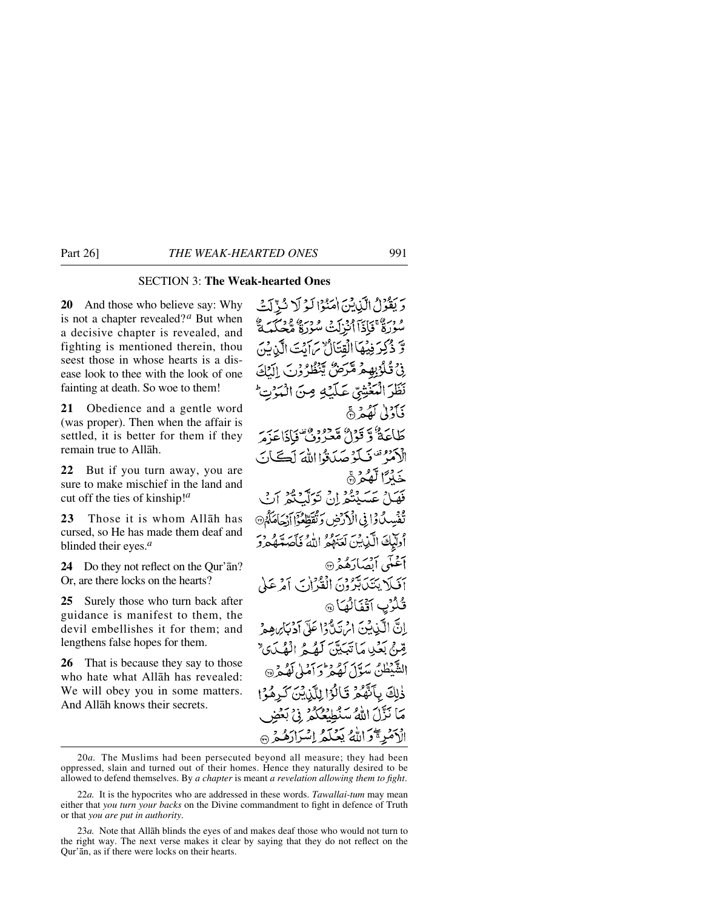## SECTION 3: **The Weak-hearted Ones**

**20** And those who believe say: Why is not a chapter revealed?[a] But when a decisive chapter is revealed, and fighting is mentioned therein, thou seest those in whose hearts is a disease look to thee with the look of one fainting at death. So woe to them!

**21** Obedience and a gentle word (was proper). Then when the affair is settled, it is better for them if they remain true to Allāh.

**22** But if you turn away, you are sure to make mischief in the land and cut off the ties of kinship![a]

**23** Those it is whom Allāh has cursed, so He has made them deaf and blinded their eyes.[a]

**24** Do they not reflect on the Qur'ān? Or, are there locks on the hearts?

**25** Surely those who turn back after guidance is manifest to them, the devil embellishes it for them; and lengthens false hopes for them.

**26** That is because they say to those who hate what Allāh has revealed: We will obey you in some matters. And Allāh knows their secrets.

وَيَقُوْلُ الَّذِيْنَ اٰمَنُوْا لَوْ لَا نُزِّلَتْ سُوْرَةٌ ۚ فَاِذَآ اُنْزِلَتْ سُوْرَةٌ مُّحْكَمَةٌ وَّ ذُكِرَ فِيْهَا الْقِتَالُ ۙ رَاَيْتَ الَّذِيْنَ فِيْ قُلُوْبِهِمْ مَّرَضٌ يَّنْظُرُوْنَ اِلَيْكَ نَظَرَ الْمَغْشِيِّ عَلَيْهِ مِنَ الْمَوْتِ ؕ فَاَوْلٰى لَهُمْ ۚ﴿۲۰﴾

طَاعَةٌ وَّ قَوْلٌ مَّعْرُوْفٌ ۟ فَاِذَا عَزَمَ الْاَمْرُ ۟ فَلَوْ صَدَقُوا اللّٰهَ لَكَانَ خَيْرًا لَّهُمْ ۚ﴿۲۱﴾

فَهَلْ عَسَيْتُمْ اِنْ تَوَلَّيْتُمْ اَنْ تُفْسِدُوْا فِي الْاَرْضِ وَ تُقَطِّعُوْۤا اَرْحَامَكُمْ ﴿۲۲﴾

اُولٰٓئِكَ الَّذِيْنَ لَعَنَهُمُ اللّٰهُ فَاَصَمَّهُمْ وَ اَعْمٰۤى اَبْصَارَهُمْ ﴿۲۳﴾

اَفَلَا يَتَدَبَّرُوْنَ الْقُرْاٰنَ اَمْ عَلٰى قُلُوْبٍ اَقْفَالُهَا ﴿۲۴﴾

اِنَّ الَّذِيْنَ ارْتَدُّوْا عَلٰۤى اَدْبَارِهِمْ مِّنْۢ بَعْدِ مَا تَبَيَّنَ لَهُمُ الْهُدَى ۙ الشَّيْطٰنُ سَوَّلَ لَهُمْ ؕ وَ اَمْلٰى لَهُمْ ﴿۲۵﴾

ذٰلِكَ بِاَنَّهُمْ قَالُوْا لِلَّذِيْنَ كَرِهُوْا مَا نَزَّلَ اللّٰهُ سَنُطِيْعُكُمْ فِيْ بَعْضِ الْاَمْرِ ۚ وَ اللّٰهُ يَعْلَمُ اِسْرَارَهُمْ ﴿۲۶﴾

---

20*a.* The Muslims had been persecuted beyond all measure; they had been oppressed, slain and turned out of their homes. Hence they naturally desired to be allowed to defend themselves. By *a chapter* is meant *a revelation allowing them to fight*.

22*a.* It is the hypocrites who are addressed in these words. *Tawallai-tum* may mean either that *you turn your backs* on the Divine commandment to fight in defence of Truth or that *you are put in authority*.

23*a.* Note that Allāh blinds the eyes of and makes deaf those who would not turn to the right way. The next verse makes it clear by saying that they do not reflect on the Qur'ān, as if there were locks on their hearts.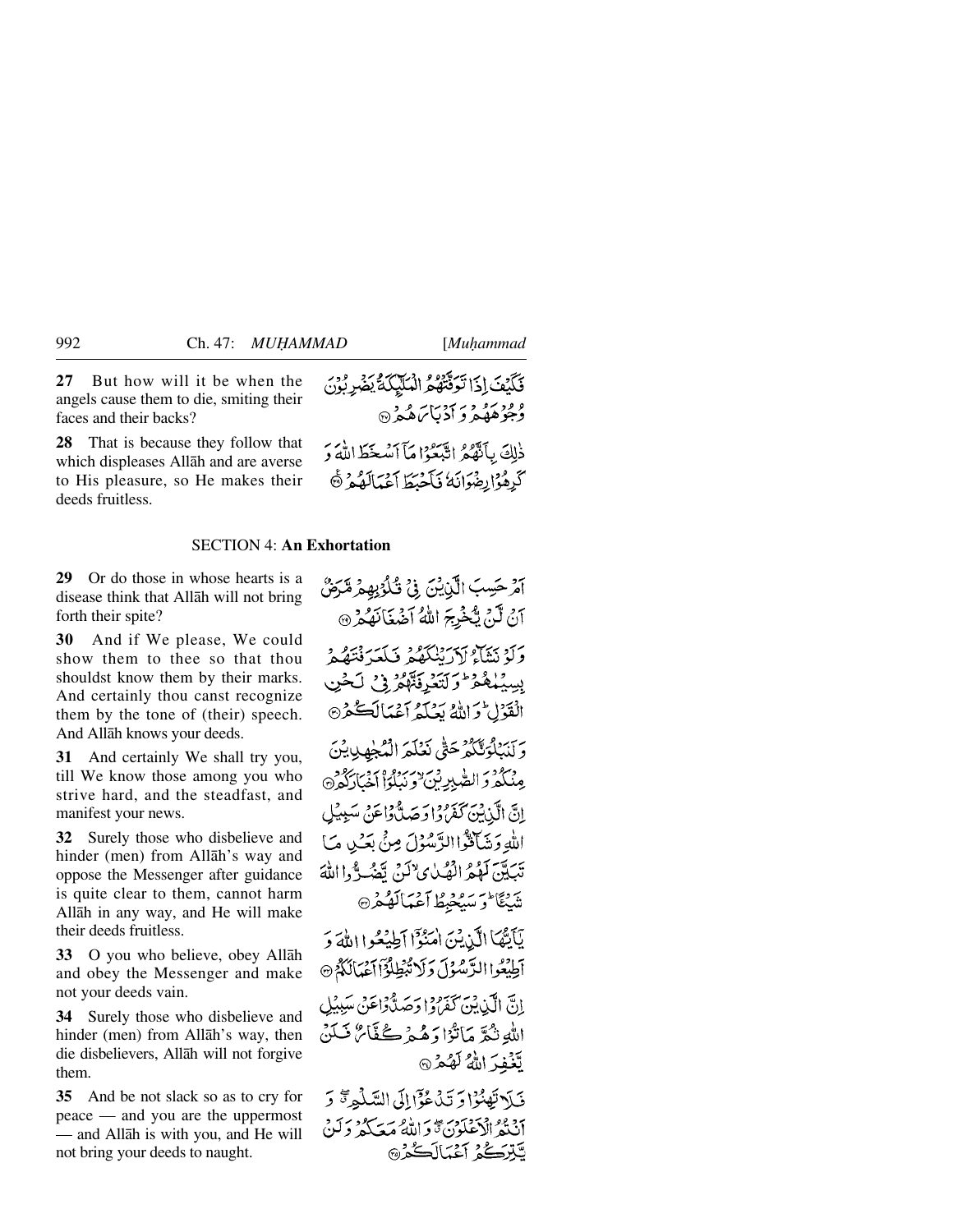**27** But how will it be when the angels cause them to die, smiting their faces and their backs?

فَكَيْفَ اِذَا تَوَفَّتْهُمُ الْمَلٰٓئِكَةُ يَضْرِبُوْنَ وُجُوْهَهُمْ وَ اَدْبَارَهُمْ ۝٢٧

**28** That is because they follow that which displeases Allāh and are averse to His pleasure, so He makes their deeds fruitless.

ذٰلِكَ بِاَنَّهُمُ اتَّبَعُوْا مَآ اَسْخَطَ اللّٰهَ وَ كَرِهُوْا رِضْوَانَهٗ فَاَحْبَطَ اَعْمَالَهُمْ ۝٢٨

## SECTION 4: **An Exhortation**

**29** Or do those in whose hearts is a disease think that Allāh will not bring forth their spite?

اَمْ حَسِبَ الَّذِيْنَ فِيْ قُلُوْبِهِمْ مَّرَضٌ اَنْ لَّنْ يُّخْرِجَ اللّٰهُ اَضْغَانَهُمْ ۝٢٩

**30** And if We please, We could show them to thee so that thou shouldst know them by their marks. And certainly thou canst recognize them by the tone of (their) speech. And Allāh knows your deeds.

وَلَوْ نَشَآءُ لَاَرَيْنٰكَهُمْ فَلَعَرَفْتَهُمْ بِسِيْمٰهُمْ ۭ وَلَتَعْرِفَنَّهُمْ فِيْ لَحْنِ الْقَوْلِ ۭ وَاللّٰهُ يَعْلَمُ اَعْمَالَكُمْ ۝٣٠

**31** And certainly We shall try you, till We know those among you who strive hard, and the steadfast, and manifest your news.

وَلَنَبْلُوَنَّكُمْ حَتّٰى نَعْلَمَ الْمُجٰهِدِيْنَ مِنْكُمْ وَالصّٰبِرِيْنَ ۙ وَنَبْلُوَا۟ اَخْبَارَكُمْ ۝٣١

**32** Surely those who disbelieve and hinder (men) from Allāh's way and oppose the Messenger after guidance is quite clear to them, cannot harm Allāh in any way, and He will make their deeds fruitless.

اِنَّ الَّذِيْنَ كَفَرُوْا وَصَدُّوْا عَنْ سَبِيْلِ اللّٰهِ وَشَآقُّوا الرَّسُوْلَ مِنْۢ بَعْدِ مَا تَبَيَّنَ لَهُمُ الْهُدٰى ۙ لَنْ يَّضُرُّوا اللّٰهَ شَيْـًٔا ۭ وَسَيُحْبِطُ اَعْمَالَهُمْ ۝٣٢

**33** O you who believe, obey Allāh and obey the Messenger and make not your deeds vain.

يٰٓاَيُّهَا الَّذِيْنَ اٰمَنُوْٓا اَطِيْعُوا اللّٰهَ وَاَطِيْعُوا الرَّسُوْلَ وَلَا تُبْطِلُوْٓا اَعْمَالَكُمْ ۝٣٣

**34** Surely those who disbelieve and hinder (men) from Allāh's way, then die disbelievers, Allāh will not forgive them.

اِنَّ الَّذِيْنَ كَفَرُوْا وَصَدُّوْا عَنْ سَبِيْلِ اللّٰهِ ثُمَّ مَاتُوْا وَهُمْ كُفَّارٌ فَلَنْ يَّغْفِرَ اللّٰهُ لَهُمْ ۝٣٤

**35** And be not slack so as to cry for peace — and you are the uppermost — and Allāh is with you, and He will not bring your deeds to naught.

فَلَا تَهِنُوْا وَتَدْعُوْٓا اِلَى السَّلْمِ ۖ وَاَنْتُمُ الْاَعْلَوْنَ ۖ وَاللّٰهُ مَعَكُمْ وَلَنْ يَّتِرَكُمْ اَعْمَالَكُمْ ۝٣٥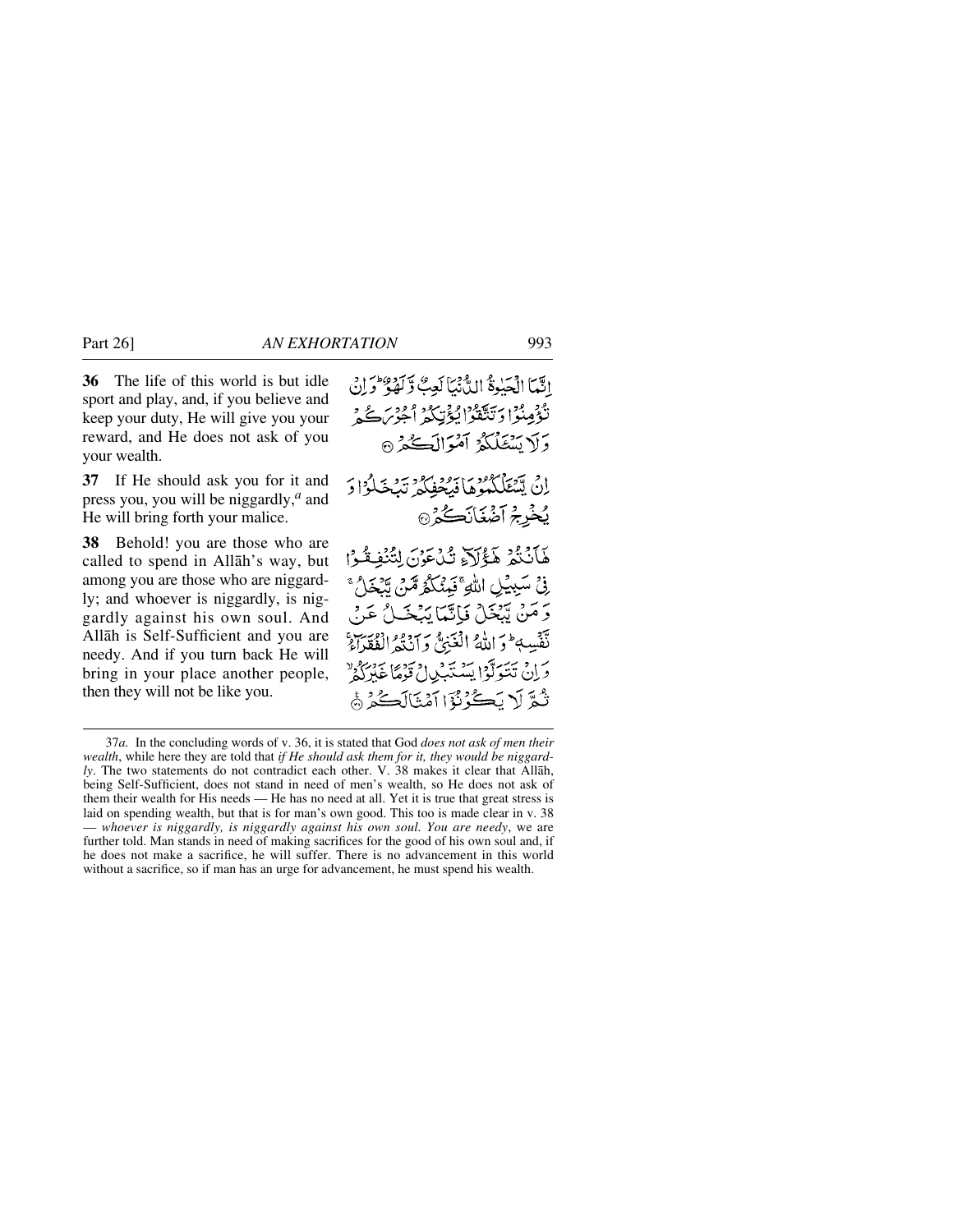**36** The life of this world is but idle sport and play, and, if you believe and keep your duty, He will give you your reward, and He does not ask of you your wealth.

إِنَّمَا الْحَيٰوةُ الدُّنْيَا لَعِبٌ وَّلَهْوٌ ۚ وَإِنْ تُؤْمِنُوْا وَتَتَّقُوْا يُؤْتِكُمْ أُجُوْرَكُمْ وَلَا يَسْـَٔلْكُمْ أَمْوَالَكُمْ ﴿٣٦﴾

**37** If He should ask you for it and press you, you will be niggardly,[a] and He will bring forth your malice.

إِنْ يَّسْـَٔلْكُمُوْهَا فَيُحْفِكُمْ تَبْخَلُوْا وَيُخْرِجْ أَضْغَانَكُمْ ﴿٣٧﴾

**38** Behold! you are those who are called to spend in Allāh's way, but among you are those who are niggardly; and whoever is niggardly, is niggardly against his own soul. And Allāh is Self-Sufficient and you are needy. And if you turn back He will bring in your place another people, then they will not be like you.

هٰٓأَنْتُمْ هٰٓؤُلَآءِ تُدْعَوْنَ لِتُنْفِقُوْا فِيْ سَبِيْلِ اللّٰهِ ۚ فَمِنْكُمْ مَّنْ يَّبْخَلُ ۚ وَمَنْ يَّبْخَلْ فَإِنَّمَا يَبْخَلُ عَنْ نَّفْسِهٖ ۚ وَاللّٰهُ الْغَنِيُّ وَأَنْتُمُ الْفُقَرَآءُ ۚ وَإِنْ تَتَوَلَّوْا يَسْتَبْدِلْ قَوْمًا غَيْرَكُمْ ۙ ثُمَّ لَا يَكُوْنُوْا أَمْثَالَكُمْ ﴿٣٨﴾

---

37*a.* In the concluding words of v. 36, it is stated that God *does not ask of men their wealth*, while here they are told that *if He should ask them for it, they would be niggardly*. The two statements do not contradict each other. V. 38 makes it clear that Allāh, being Self-Sufficient, does not stand in need of men's wealth, so He does not ask of them their wealth for His needs — He has no need at all. Yet it is true that great stress is laid on spending wealth, but that is for man's own good. This too is made clear in v. 38 — *whoever is niggardly, is niggardly against his own soul. You are needy*, we are further told. Man stands in need of making sacrifices for the good of his own soul and, if he does not make a sacrifice, he will suffer. There is no advancement in this world without a sacrifice, so if man has an urge for advancement, he must spend his wealth.